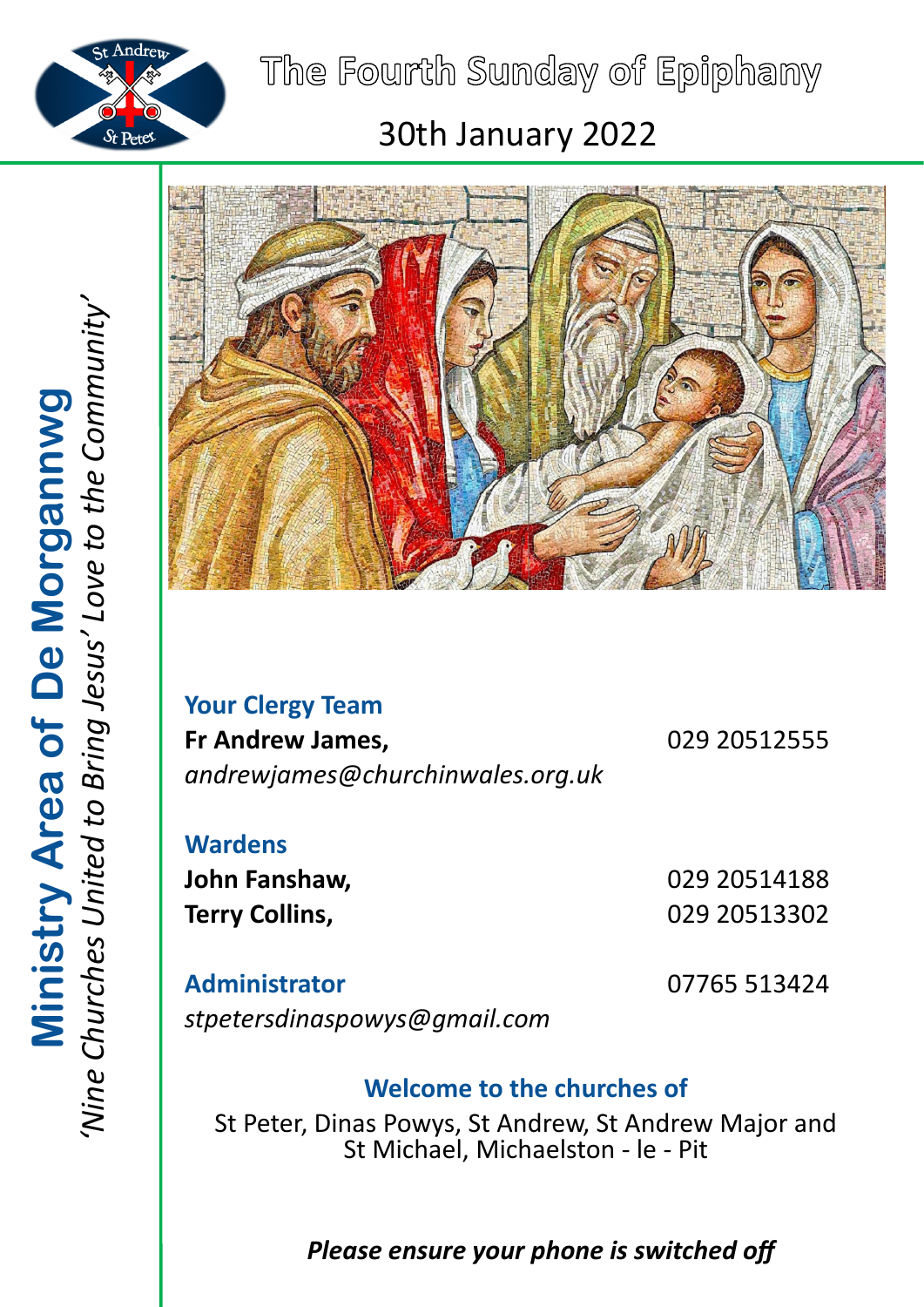# The Fourth Sunday of Epiphany

## 30th January 2022

**Ministry Area of De Morgannwg**

*'Nine Churches United to Bring Jesus' Love to the Community'*

### Your Clergy Team

**Fr Andrew James,** 029 20512555

*andrewjames@churchinwales.org.uk*

### Wardens

**John Fanshaw,** 029 20514188

**Terry Collins,** 029 20513302

### Administrator

07765 513424

*stpetersdinaspowys@gmail.com*

### Welcome to the churches of

St Peter, Dinas Powys, St Andrew, St Andrew Major and St Michael, Michaelston - le - Pit

***Please ensure your phone is switched off***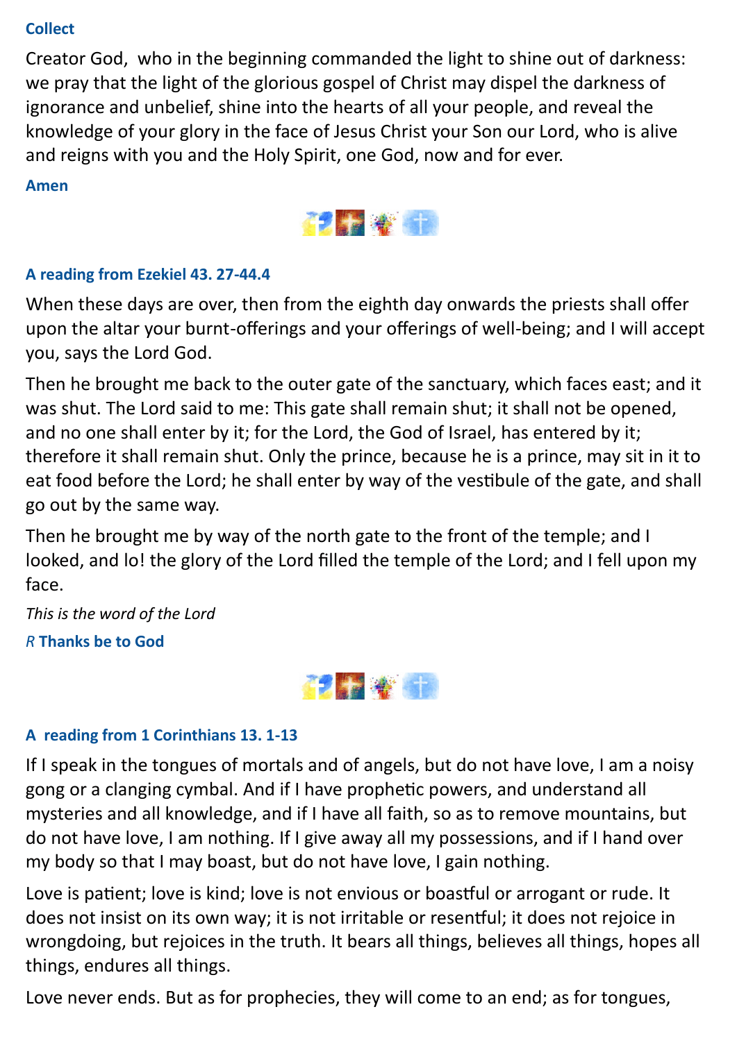**Collect**

Creator God, who in the beginning commanded the light to shine out of darkness: we pray that the light of the glorious gospel of Christ may dispel the darkness of ignorance and unbelief, shine into the hearts of all your people, and reveal the knowledge of your glory in the face of Jesus Christ your Son our Lord, who is alive and reigns with you and the Holy Spirit, one God, now and for ever.

**Amen**

**A reading from Ezekiel 43. 27-44.4**

When these days are over, then from the eighth day onwards the priests shall offer upon the altar your burnt-offerings and your offerings of well-being; and I will accept you, says the Lord God.

Then he brought me back to the outer gate of the sanctuary, which faces east; and it was shut. The Lord said to me: This gate shall remain shut; it shall not be opened, and no one shall enter by it; for the Lord, the God of Israel, has entered by it; therefore it shall remain shut. Only the prince, because he is a prince, may sit in it to eat food before the Lord; he shall enter by way of the vestibule of the gate, and shall go out by the same way.

Then he brought me by way of the north gate to the front of the temple; and I looked, and lo! the glory of the Lord filled the temple of the Lord; and I fell upon my face.

*This is the word of the Lord*

*R* **Thanks be to God**

**A reading from 1 Corinthians 13. 1-13**

If I speak in the tongues of mortals and of angels, but do not have love, I am a noisy gong or a clanging cymbal. And if I have prophetic powers, and understand all mysteries and all knowledge, and if I have all faith, so as to remove mountains, but do not have love, I am nothing. If I give away all my possessions, and if I hand over my body so that I may boast, but do not have love, I gain nothing.

Love is patient; love is kind; love is not envious or boastful or arrogant or rude. It does not insist on its own way; it is not irritable or resentful; it does not rejoice in wrongdoing, but rejoices in the truth. It bears all things, believes all things, hopes all things, endures all things.

Love never ends. But as for prophecies, they will come to an end; as for tongues,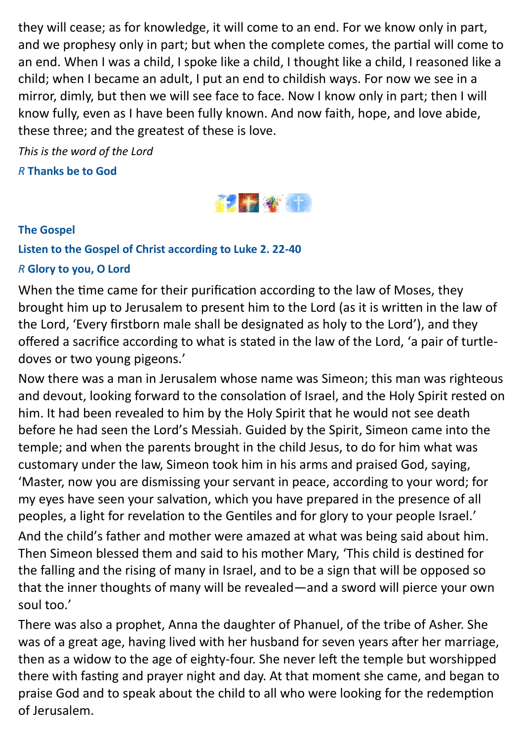they will cease; as for knowledge, it will come to an end. For we know only in part, and we prophesy only in part; but when the complete comes, the partial will come to an end. When I was a child, I spoke like a child, I thought like a child, I reasoned like a child; when I became an adult, I put an end to childish ways. For now we see in a mirror, dimly, but then we will see face to face. Now I know only in part; then I will know fully, even as I have been fully known. And now faith, hope, and love abide, these three; and the greatest of these is love.

*This is the word of the Lord*

*R* **Thanks be to God**

**The Gospel**

**Listen to the Gospel of Christ according to Luke 2. 22-40**

*R* **Glory to you, O Lord**

When the time came for their purification according to the law of Moses, they brought him up to Jerusalem to present him to the Lord (as it is written in the law of the Lord, 'Every firstborn male shall be designated as holy to the Lord'), and they offered a sacrifice according to what is stated in the law of the Lord, 'a pair of turtle-doves or two young pigeons.'

Now there was a man in Jerusalem whose name was Simeon; this man was righteous and devout, looking forward to the consolation of Israel, and the Holy Spirit rested on him. It had been revealed to him by the Holy Spirit that he would not see death before he had seen the Lord's Messiah. Guided by the Spirit, Simeon came into the temple; and when the parents brought in the child Jesus, to do for him what was customary under the law, Simeon took him in his arms and praised God, saying, 'Master, now you are dismissing your servant in peace, according to your word; for my eyes have seen your salvation, which you have prepared in the presence of all peoples, a light for revelation to the Gentiles and for glory to your people Israel.'

And the child's father and mother were amazed at what was being said about him. Then Simeon blessed them and said to his mother Mary, 'This child is destined for the falling and the rising of many in Israel, and to be a sign that will be opposed so that the inner thoughts of many will be revealed—and a sword will pierce your own soul too.'

There was also a prophet, Anna the daughter of Phanuel, of the tribe of Asher. She was of a great age, having lived with her husband for seven years after her marriage, then as a widow to the age of eighty-four. She never left the temple but worshipped there with fasting and prayer night and day. At that moment she came, and began to praise God and to speak about the child to all who were looking for the redemption of Jerusalem.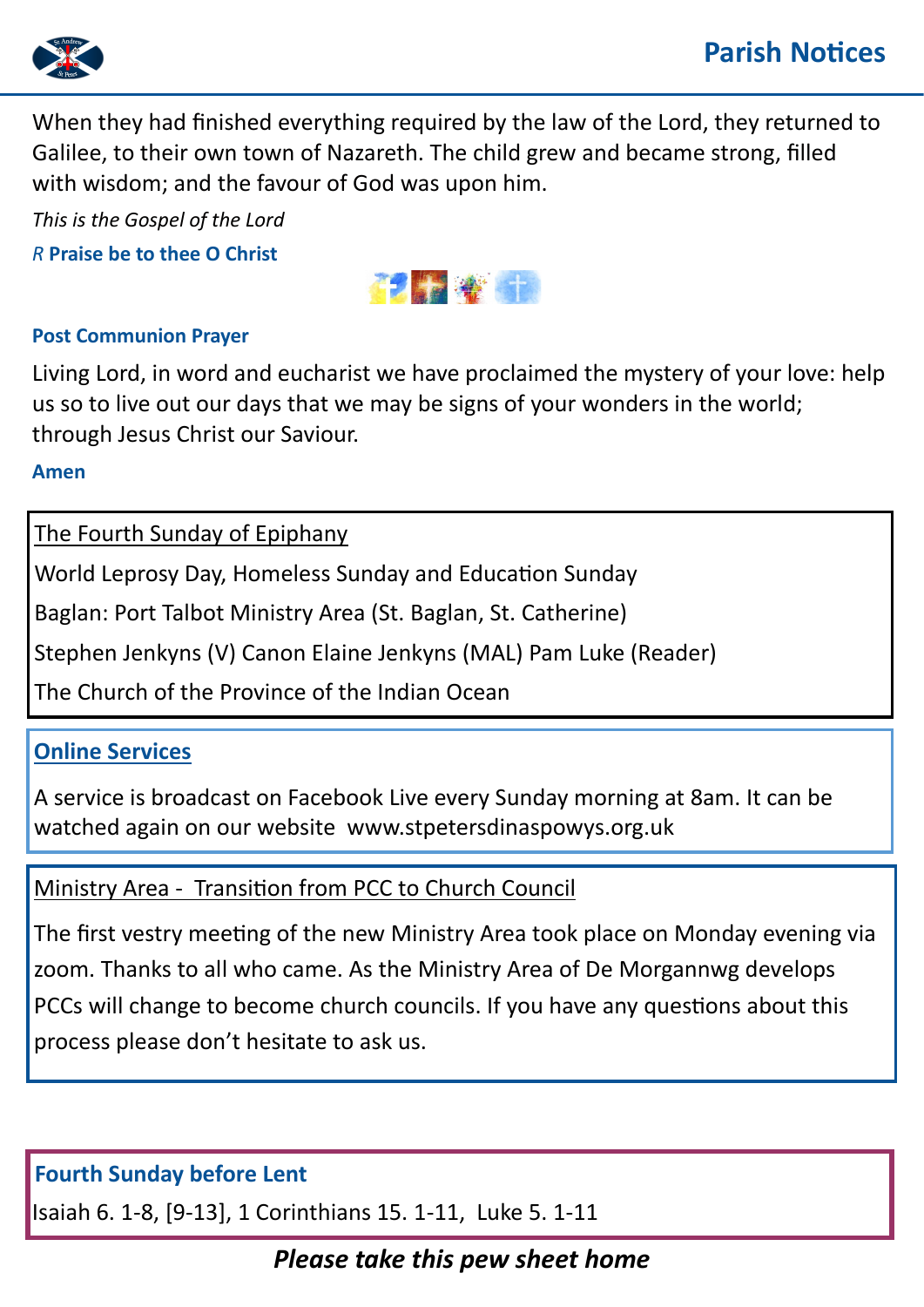When they had finished everything required by the law of the Lord, they returned to Galilee, to their own town of Nazareth. The child grew and became strong, filled with wisdom; and the favour of God was upon him.

*This is the Gospel of the Lord*

*R* **Praise be to thee O Christ**

**Post Communion Prayer**

Living Lord, in word and eucharist we have proclaimed the mystery of your love: help us so to live out our days that we may be signs of your wonders in the world; through Jesus Christ our Saviour.

**Amen**

The Fourth Sunday of Epiphany

World Leprosy Day, Homeless Sunday and Education Sunday

Baglan: Port Talbot Ministry Area (St. Baglan, St. Catherine)

Stephen Jenkyns (V) Canon Elaine Jenkyns (MAL) Pam Luke (Reader)

The Church of the Province of the Indian Ocean

**Online Services**

A service is broadcast on Facebook Live every Sunday morning at 8am. It can be watched again on our website www.stpetersdinaspowys.org.uk

Ministry Area - Transition from PCC to Church Council

The first vestry meeting of the new Ministry Area took place on Monday evening via zoom. Thanks to all who came. As the Ministry Area of De Morgannwg develops PCCs will change to become church councils. If you have any questions about this process please don't hesitate to ask us.

**Fourth Sunday before Lent**

Isaiah 6. 1-8, [9-13], 1 Corinthians 15. 1-11, Luke 5. 1-11

***Please take this pew sheet home***